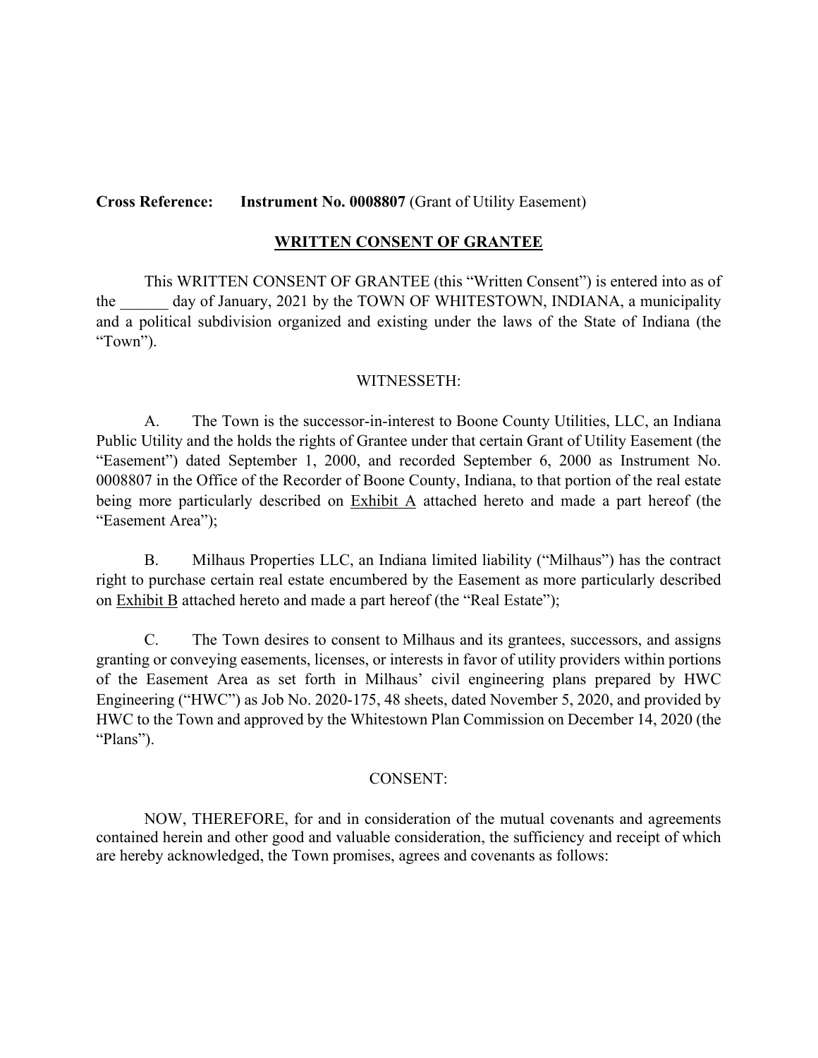**Cross Reference:** **Instrument No. 0008807** (Grant of Utility Easement)

**WRITTEN CONSENT OF GRANTEE**

This WRITTEN CONSENT OF GRANTEE (this "Written Consent") is entered into as of the ______ day of January, 2021 by the TOWN OF WHITESTOWN, INDIANA, a municipality and a political subdivision organized and existing under the laws of the State of Indiana (the "Town").

WITNESSETH:

A. The Town is the successor-in-interest to Boone County Utilities, LLC, an Indiana Public Utility and the holds the rights of Grantee under that certain Grant of Utility Easement (the "Easement") dated September 1, 2000, and recorded September 6, 2000 as Instrument No. 0008807 in the Office of the Recorder of Boone County, Indiana, to that portion of the real estate being more particularly described on Exhibit A attached hereto and made a part hereof (the "Easement Area");

B. Milhaus Properties LLC, an Indiana limited liability ("Milhaus") has the contract right to purchase certain real estate encumbered by the Easement as more particularly described on Exhibit B attached hereto and made a part hereof (the "Real Estate");

C. The Town desires to consent to Milhaus and its grantees, successors, and assigns granting or conveying easements, licenses, or interests in favor of utility providers within portions of the Easement Area as set forth in Milhaus' civil engineering plans prepared by HWC Engineering ("HWC") as Job No. 2020-175, 48 sheets, dated November 5, 2020, and provided by HWC to the Town and approved by the Whitestown Plan Commission on December 14, 2020 (the "Plans").

CONSENT:

NOW, THEREFORE, for and in consideration of the mutual covenants and agreements contained herein and other good and valuable consideration, the sufficiency and receipt of which are hereby acknowledged, the Town promises, agrees and covenants as follows: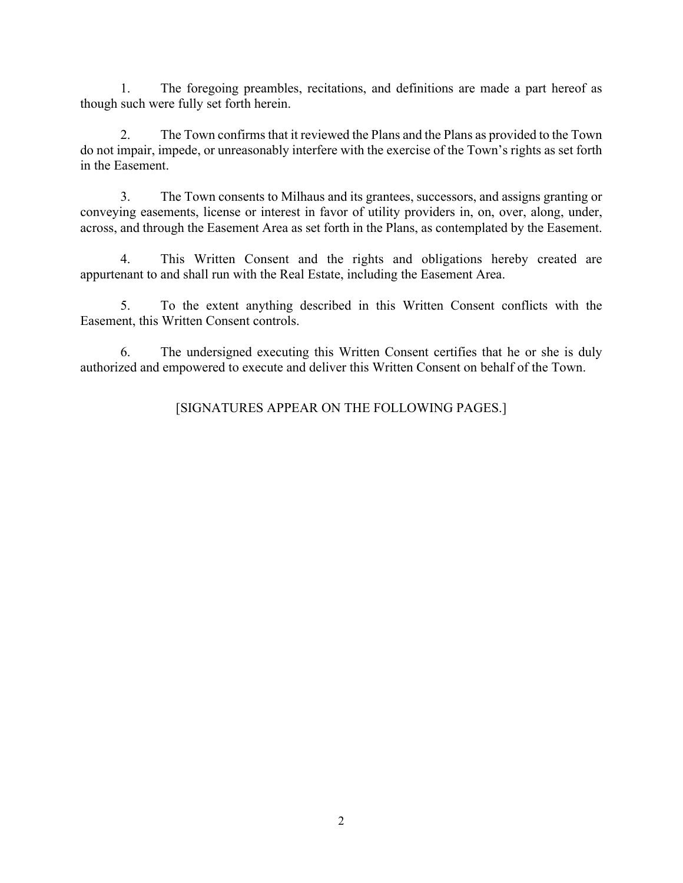1. The foregoing preambles, recitations, and definitions are made a part hereof as though such were fully set forth herein.

2. The Town confirms that it reviewed the Plans and the Plans as provided to the Town do not impair, impede, or unreasonably interfere with the exercise of the Town's rights as set forth in the Easement.

3. The Town consents to Milhaus and its grantees, successors, and assigns granting or conveying easements, license or interest in favor of utility providers in, on, over, along, under, across, and through the Easement Area as set forth in the Plans, as contemplated by the Easement.

4. This Written Consent and the rights and obligations hereby created are appurtenant to and shall run with the Real Estate, including the Easement Area.

5. To the extent anything described in this Written Consent conflicts with the Easement, this Written Consent controls.

6. The undersigned executing this Written Consent certifies that he or she is duly authorized and empowered to execute and deliver this Written Consent on behalf of the Town.

[SIGNATURES APPEAR ON THE FOLLOWING PAGES.]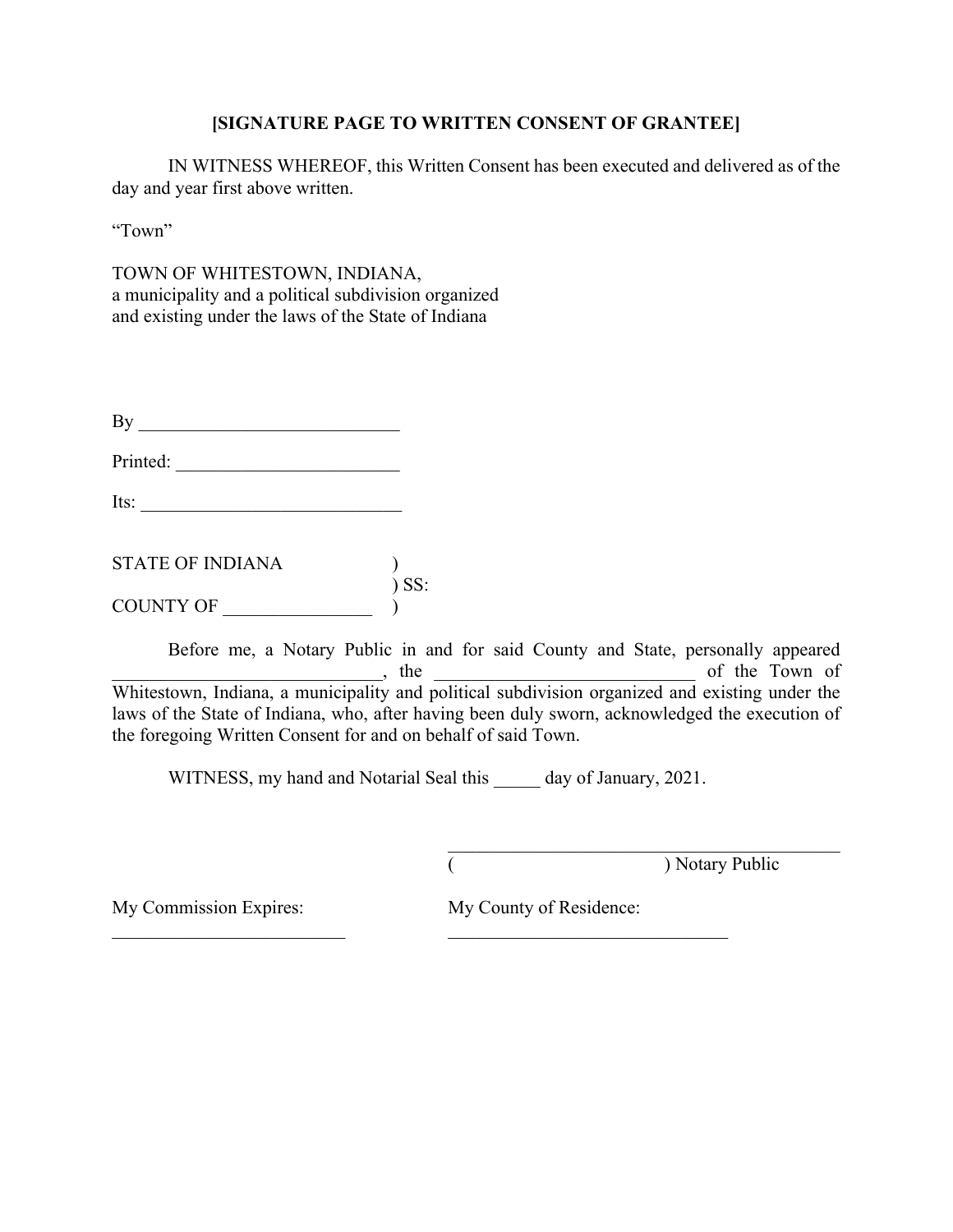**[SIGNATURE PAGE TO WRITTEN CONSENT OF GRANTEE]**

IN WITNESS WHEREOF, this Written Consent has been executed and delivered as of the day and year first above written.

“Town”

TOWN OF WHITESTOWN, INDIANA,
a municipality and a political subdivision organized and existing under the laws of the State of Indiana

By ____________________________

Printed: ________________________

Its: ____________________________

STATE OF INDIANA )
) SS:
COUNTY OF ________________ )

Before me, a Notary Public in and for said County and State, personally appeared _____________________________, the ____________________________ of the Town of Whitestown, Indiana, a municipality and political subdivision organized and existing under the laws of the State of Indiana, who, after having been duly sworn, acknowledged the execution of the foregoing Written Consent for and on behalf of said Town.

WITNESS, my hand and Notarial Seal this _____ day of January, 2021.

____________________________________________
( ) Notary Public

My Commission Expires: _________________________

My County of Residence: _______________________________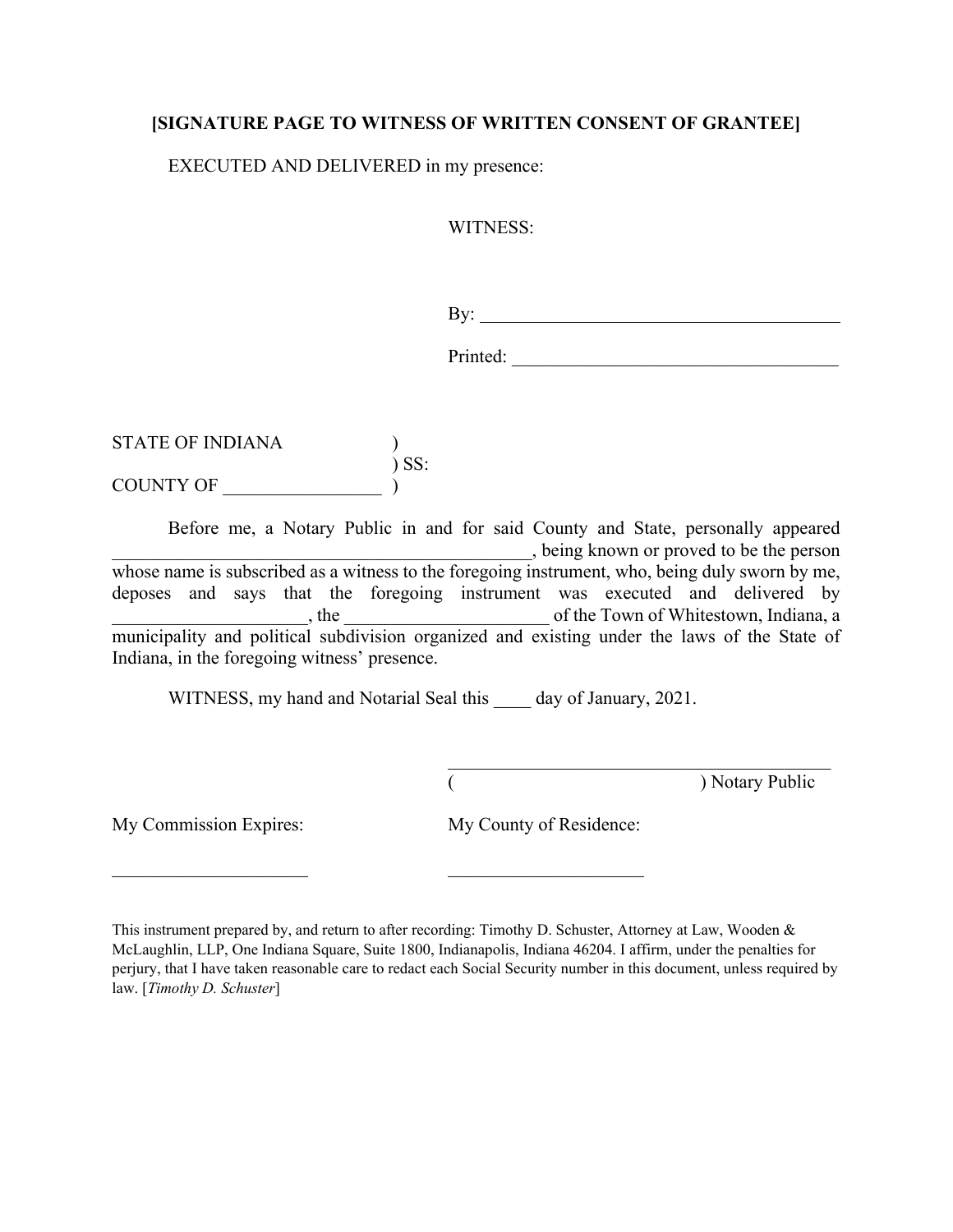**[SIGNATURE PAGE TO WITNESS OF WRITTEN CONSENT OF GRANTEE]**

EXECUTED AND DELIVERED in my presence:

WITNESS:

By: ________________________________________

Printed: ____________________________________

STATE OF INDIANA )
) SS:
COUNTY OF _________________ )

Before me, a Notary Public in and for said County and State, personally appeared ______________________________________________, being known or proved to be the person whose name is subscribed as a witness to the foregoing instrument, who, being duly sworn by me, deposes and says that the foregoing instrument was executed and delivered by ____________________, the ______________________ of the Town of Whitestown, Indiana, a municipality and political subdivision organized and existing under the laws of the State of Indiana, in the foregoing witness' presence.

WITNESS, my hand and Notarial Seal this ____ day of January, 2021.

__________________________________________
( ) Notary Public

My Commission Expires: _____________________

My County of Residence: _____________________

This instrument prepared by, and return to after recording: Timothy D. Schuster, Attorney at Law, Wooden & McLaughlin, LLP, One Indiana Square, Suite 1800, Indianapolis, Indiana 46204. I affirm, under the penalties for perjury, that I have taken reasonable care to redact each Social Security number in this document, unless required by law. [*Timothy D. Schuster*]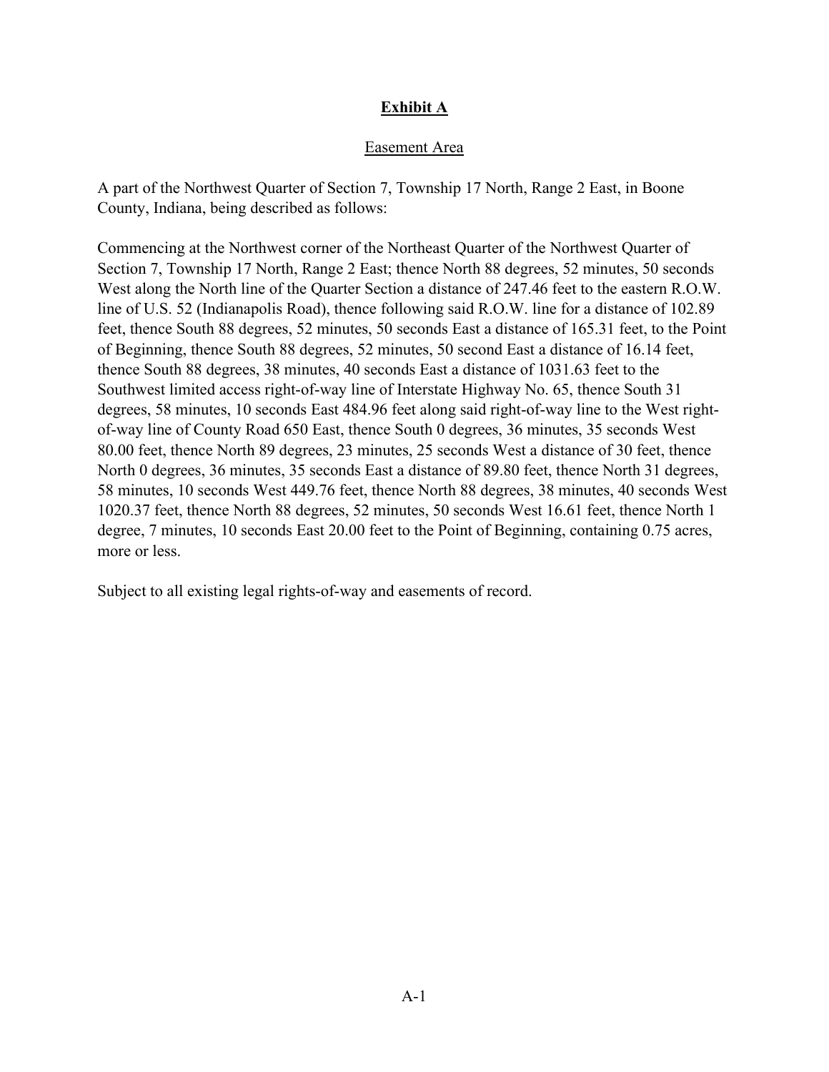# **Exhibit A**

Easement Area

A part of the Northwest Quarter of Section 7, Township 17 North, Range 2 East, in Boone County, Indiana, being described as follows:

Commencing at the Northwest corner of the Northeast Quarter of the Northwest Quarter of Section 7, Township 17 North, Range 2 East; thence North 88 degrees, 52 minutes, 50 seconds West along the North line of the Quarter Section a distance of 247.46 feet to the eastern R.O.W. line of U.S. 52 (Indianapolis Road), thence following said R.O.W. line for a distance of 102.89 feet, thence South 88 degrees, 52 minutes, 50 seconds East a distance of 165.31 feet, to the Point of Beginning, thence South 88 degrees, 52 minutes, 50 second East a distance of 16.14 feet, thence South 88 degrees, 38 minutes, 40 seconds East a distance of 1031.63 feet to the Southwest limited access right-of-way line of Interstate Highway No. 65, thence South 31 degrees, 58 minutes, 10 seconds East 484.96 feet along said right-of-way line to the West right-of-way line of County Road 650 East, thence South 0 degrees, 36 minutes, 35 seconds West 80.00 feet, thence North 89 degrees, 23 minutes, 25 seconds West a distance of 30 feet, thence North 0 degrees, 36 minutes, 35 seconds East a distance of 89.80 feet, thence North 31 degrees, 58 minutes, 10 seconds West 449.76 feet, thence North 88 degrees, 38 minutes, 40 seconds West 1020.37 feet, thence North 88 degrees, 52 minutes, 50 seconds West 16.61 feet, thence North 1 degree, 7 minutes, 10 seconds East 20.00 feet to the Point of Beginning, containing 0.75 acres, more or less.

Subject to all existing legal rights-of-way and easements of record.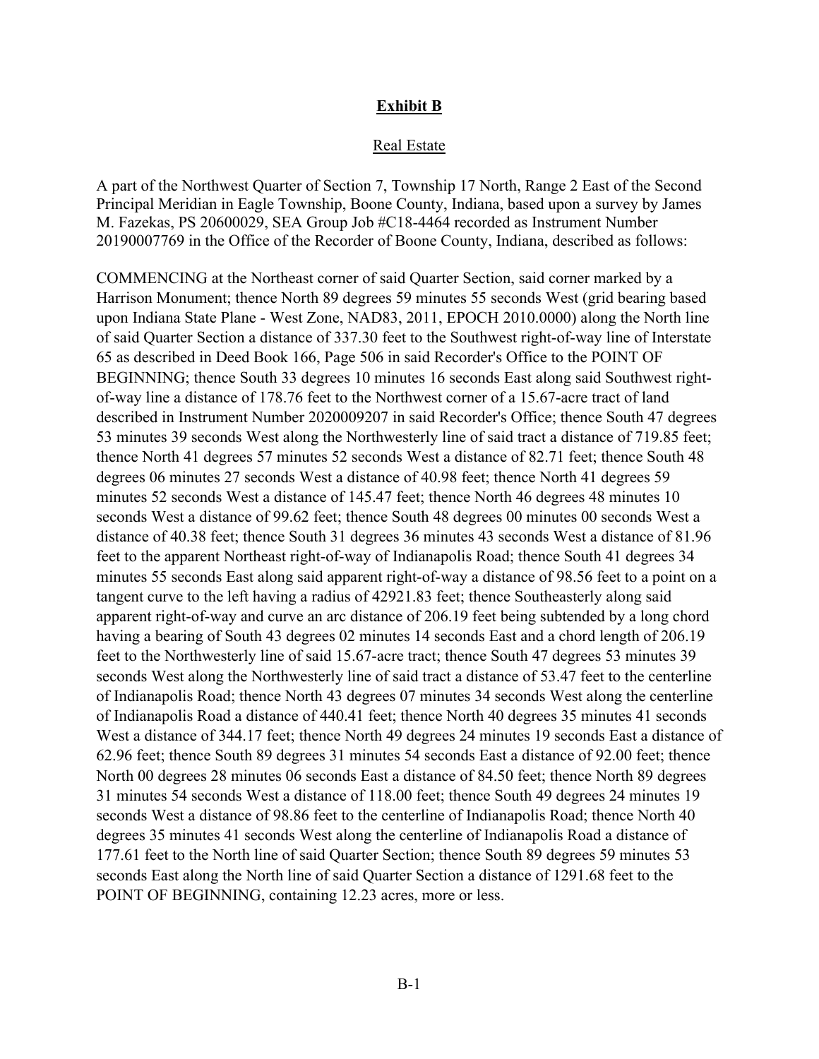**Exhibit B**

Real Estate

A part of the Northwest Quarter of Section 7, Township 17 North, Range 2 East of the Second Principal Meridian in Eagle Township, Boone County, Indiana, based upon a survey by James M. Fazekas, PS 20600029, SEA Group Job #C18-4464 recorded as Instrument Number 20190007769 in the Office of the Recorder of Boone County, Indiana, described as follows:

COMMENCING at the Northeast corner of said Quarter Section, said corner marked by a Harrison Monument; thence North 89 degrees 59 minutes 55 seconds West (grid bearing based upon Indiana State Plane - West Zone, NAD83, 2011, EPOCH 2010.0000) along the North line of said Quarter Section a distance of 337.30 feet to the Southwest right-of-way line of Interstate 65 as described in Deed Book 166, Page 506 in said Recorder's Office to the POINT OF BEGINNING; thence South 33 degrees 10 minutes 16 seconds East along said Southwest right-of-way line a distance of 178.76 feet to the Northwest corner of a 15.67-acre tract of land described in Instrument Number 2020009207 in said Recorder's Office; thence South 47 degrees 53 minutes 39 seconds West along the Northwesterly line of said tract a distance of 719.85 feet; thence North 41 degrees 57 minutes 52 seconds West a distance of 82.71 feet; thence South 48 degrees 06 minutes 27 seconds West a distance of 40.98 feet; thence North 41 degrees 59 minutes 52 seconds West a distance of 145.47 feet; thence North 46 degrees 48 minutes 10 seconds West a distance of 99.62 feet; thence South 48 degrees 00 minutes 00 seconds West a distance of 40.38 feet; thence South 31 degrees 36 minutes 43 seconds West a distance of 81.96 feet to the apparent Northeast right-of-way of Indianapolis Road; thence South 41 degrees 34 minutes 55 seconds East along said apparent right-of-way a distance of 98.56 feet to a point on a tangent curve to the left having a radius of 42921.83 feet; thence Southeasterly along said apparent right-of-way and curve an arc distance of 206.19 feet being subtended by a long chord having a bearing of South 43 degrees 02 minutes 14 seconds East and a chord length of 206.19 feet to the Northwesterly line of said 15.67-acre tract; thence South 47 degrees 53 minutes 39 seconds West along the Northwesterly line of said tract a distance of 53.47 feet to the centerline of Indianapolis Road; thence North 43 degrees 07 minutes 34 seconds West along the centerline of Indianapolis Road a distance of 440.41 feet; thence North 40 degrees 35 minutes 41 seconds West a distance of 344.17 feet; thence North 49 degrees 24 minutes 19 seconds East a distance of 62.96 feet; thence South 89 degrees 31 minutes 54 seconds East a distance of 92.00 feet; thence North 00 degrees 28 minutes 06 seconds East a distance of 84.50 feet; thence North 89 degrees 31 minutes 54 seconds West a distance of 118.00 feet; thence South 49 degrees 24 minutes 19 seconds West a distance of 98.86 feet to the centerline of Indianapolis Road; thence North 40 degrees 35 minutes 41 seconds West along the centerline of Indianapolis Road a distance of 177.61 feet to the North line of said Quarter Section; thence South 89 degrees 59 minutes 53 seconds East along the North line of said Quarter Section a distance of 1291.68 feet to the POINT OF BEGINNING, containing 12.23 acres, more or less.